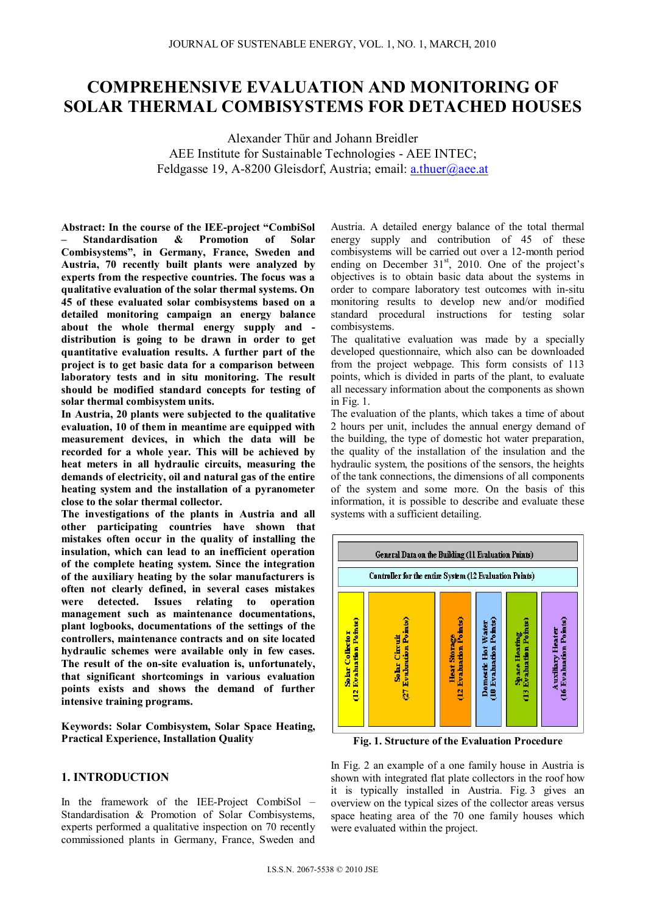# COMPREHENSIVE EVALUATION AND MONITORING OF SOLAR THERMAL COMBISYSTEMS FOR DETACHED HOUSES

Alexander Thür and Johann Breidler
AEE Institute for Sustainable Technologies - AEE INTEC;
Feldgasse 19, A-8200 Gleisdorf, Austria; email: a.thuer@aee.at

**Abstract: In the course of the IEE-project "CombiSol – Standardisation & Promotion of Solar Combisystems", in Germany, France, Sweden and Austria, 70 recently built plants were analyzed by experts from the respective countries. The focus was a qualitative evaluation of the solar thermal systems. On 45 of these evaluated solar combisystems based on a detailed monitoring campaign an energy balance about the whole thermal energy supply and - distribution is going to be drawn in order to get quantitative evaluation results. A further part of the project is to get basic data for a comparison between laboratory tests and in situ monitoring. The result should be modified standard concepts for testing of solar thermal combisystem units.**

**In Austria, 20 plants were subjected to the qualitative evaluation, 10 of them in meantime are equipped with measurement devices, in which the data will be recorded for a whole year. This will be achieved by heat meters in all hydraulic circuits, measuring the demands of electricity, oil and natural gas of the entire heating system and the installation of a pyranometer close to the solar thermal collector.**

**The investigations of the plants in Austria and all other participating countries have shown that mistakes often occur in the quality of installing the insulation, which can lead to an inefficient operation of the complete heating system. Since the integration of the auxiliary heating by the solar manufacturers is often not clearly defined, in several cases mistakes were detected. Issues relating to operation management such as maintenance documentations, plant logbooks, documentations of the settings of the controllers, maintenance contracts and on site located hydraulic schemes were available only in few cases. The result of the on-site evaluation is, unfortunately, that significant shortcomings in various evaluation points exists and shows the demand of further intensive training programs.**

**Keywords: Solar Combisystem, Solar Space Heating, Practical Experience, Installation Quality**

## 1. INTRODUCTION

In the framework of the IEE-Project CombiSol – Standardisation & Promotion of Solar Combisystems, experts performed a qualitative inspection on 70 recently commissioned plants in Germany, France, Sweden and Austria. A detailed energy balance of the total thermal energy supply and contribution of 45 of these combisystems will be carried out over a 12-month period ending on December 31st, 2010. One of the project's objectives is to obtain basic data about the systems in order to compare laboratory test outcomes with in-situ monitoring results to develop new and/or modified standard procedural instructions for testing solar combisystems.

The qualitative evaluation was made by a specially developed questionnaire, which also can be downloaded from the project webpage. This form consists of 113 points, which is divided in parts of the plant, to evaluate all necessary information about the components as shown in Fig. 1.

The evaluation of the plants, which takes a time of about 2 hours per unit, includes the annual energy demand of the building, the type of domestic hot water preparation, the quality of the installation of the insulation and the hydraulic system, the positions of the sensors, the heights of the tank connections, the dimensions of all components of the system and some more. On the basis of this information, it is possible to describe and evaluate these systems with a sufficient detailing.

General Data on the Building (11 Evaluation Points)

Controller for the entire System (12 Evaluation Points)

Solar Collector (12 Evaluation Points) | Solar Circuit (27 Evaluation Points) | Heat Storage (12 Evaluation Points) | Domestic Hot Water (10 Evaluation Points) | Space Heating (13 Evaluation Points) | Auxiliary Heater (16 Evaluation Points)

**Fig. 1. Structure of the Evaluation Procedure**

In Fig. 2 an example of a one family house in Austria is shown with integrated flat plate collectors in the roof how it is typically installed in Austria. Fig. 3 gives an overview on the typical sizes of the collector areas versus space heating area of the 70 one family houses which were evaluated within the project.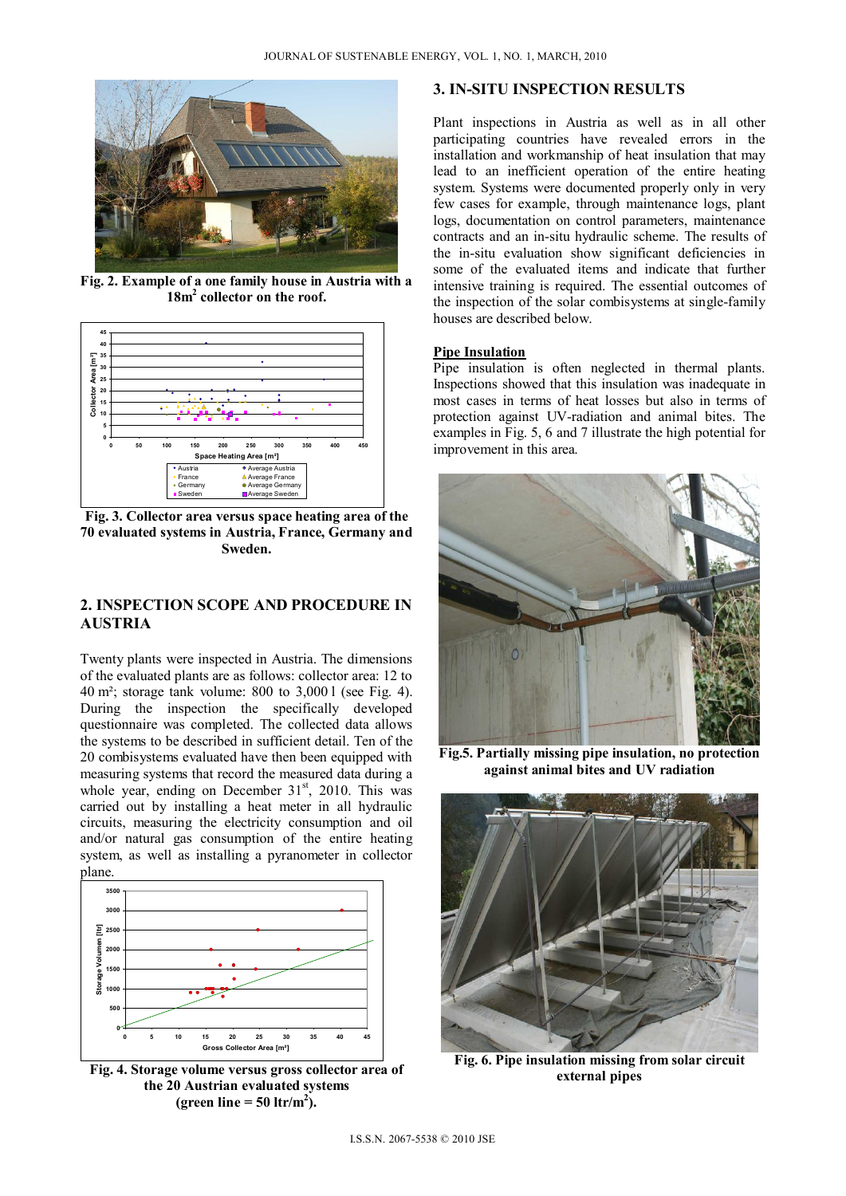Fig. 2. Example of a one family house in Austria with a $18m^2$ collector on the roof.

Fig. 3. Collector area versus space heating area of the 70 evaluated systems in Austria, France, Germany and Sweden.

## 2. INSPECTION SCOPE AND PROCEDURE IN AUSTRIA

Twenty plants were inspected in Austria. The dimensions of the evaluated plants are as follows: collector area: 12 to 40 m²; storage tank volume: 800 to 3,000 l (see Fig. 4). During the inspection the specifically developed questionnaire was completed. The collected data allows the systems to be described in sufficient detail. Ten of the 20 combisystems evaluated have then been equipped with measuring systems that record the measured data during a whole year, ending on December 31st, 2010. This was carried out by installing a heat meter in all hydraulic circuits, measuring the electricity consumption and oil and/or natural gas consumption of the entire heating system, as well as installing a pyranometer in collector plane.

Fig. 4. Storage volume versus gross collector area of the 20 Austrian evaluated systems (green line = 50 $ltr/m^2$).

## 3. IN-SITU INSPECTION RESULTS

Plant inspections in Austria as well as in all other participating countries have revealed errors in the installation and workmanship of heat insulation that may lead to an inefficient operation of the entire heating system. Systems were documented properly only in very few cases for example, through maintenance logs, plant logs, documentation on control parameters, maintenance contracts and an in-situ hydraulic scheme. The results of the in-situ evaluation show significant deficiencies in some of the evaluated items and indicate that further intensive training is required. The essential outcomes of the inspection of the solar combisystems at single-family houses are described below.

### Pipe Insulation

Pipe insulation is often neglected in thermal plants. Inspections showed that this insulation was inadequate in most cases in terms of heat losses but also in terms of protection against UV-radiation and animal bites. The examples in Fig. 5, 6 and 7 illustrate the high potential for improvement in this area.

Fig.5. Partially missing pipe insulation, no protection against animal bites and UV radiation

Fig. 6. Pipe insulation missing from solar circuit external pipes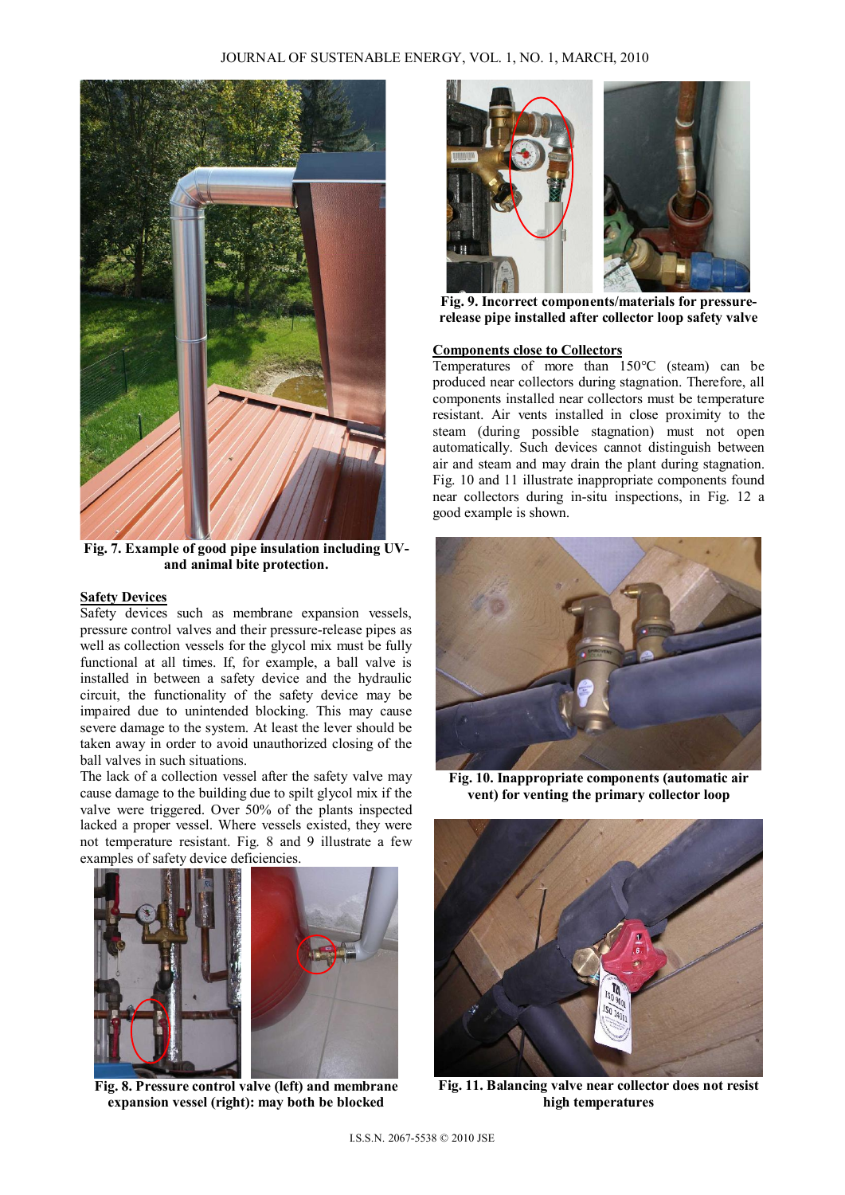Fig. 7. Example of good pipe insulation including UV- and animal bite protection.

**Safety Devices**

Safety devices such as membrane expansion vessels, pressure control valves and their pressure-release pipes as well as collection vessels for the glycol mix must be fully functional at all times. If, for example, a ball valve is installed in between a safety device and the hydraulic circuit, the functionality of the safety device may be impaired due to unintended blocking. This may cause severe damage to the system. At least the lever should be taken away in order to avoid unauthorized closing of the ball valves in such situations.

The lack of a collection vessel after the safety valve may cause damage to the building due to spilt glycol mix if the valve were triggered. Over 50% of the plants inspected lacked a proper vessel. Where vessels existed, they were not temperature resistant. Fig. 8 and 9 illustrate a few examples of safety device deficiencies.

Fig. 8. Pressure control valve (left) and membrane expansion vessel (right): may both be blocked

Fig. 9. Incorrect components/materials for pressure-release pipe installed after collector loop safety valve

**Components close to Collectors**

Temperatures of more than 150°C (steam) can be produced near collectors during stagnation. Therefore, all components installed near collectors must be temperature resistant. Air vents installed in close proximity to the steam (during possible stagnation) must not open automatically. Such devices cannot distinguish between air and steam and may drain the plant during stagnation. Fig. 10 and 11 illustrate inappropriate components found near collectors during in-situ inspections, in Fig. 12 a good example is shown.

Fig. 10. Inappropriate components (automatic air vent) for venting the primary collector loop

Fig. 11. Balancing valve near collector does not resist high temperatures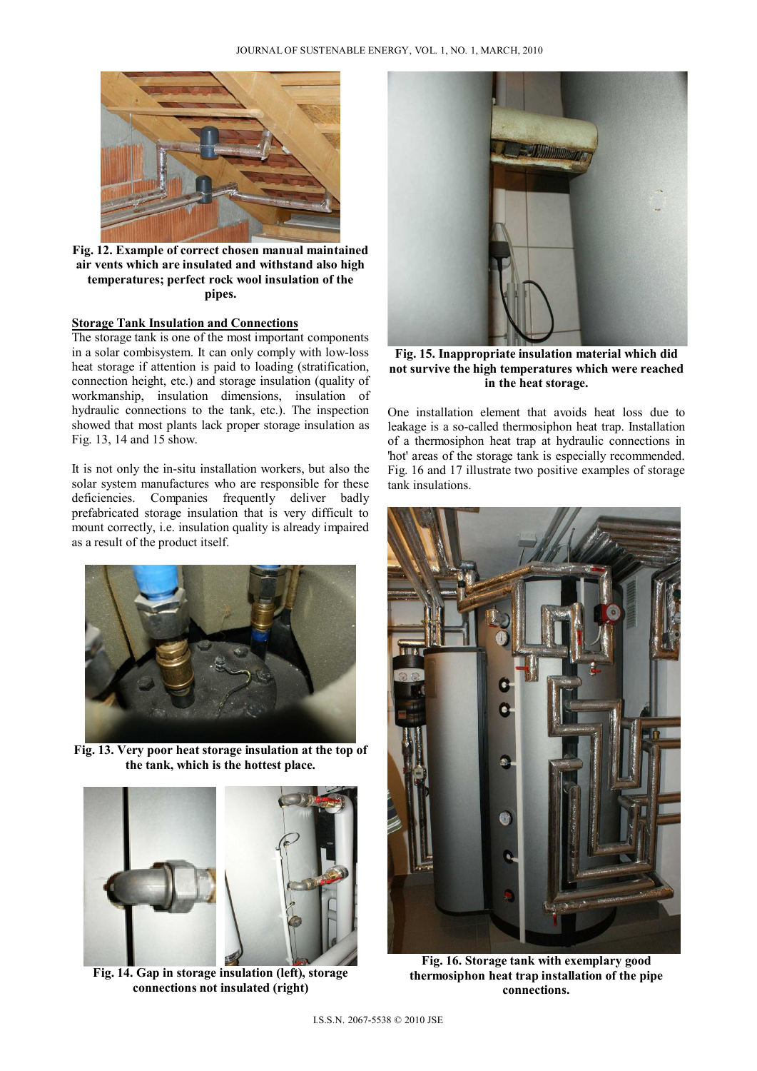**Fig. 12. Example of correct chosen manual maintained air vents which are insulated and withstand also high temperatures; perfect rock wool insulation of the pipes.**

**Storage Tank Insulation and Connections**

The storage tank is one of the most important components in a solar combisystem. It can only comply with low-loss heat storage if attention is paid to loading (stratification, connection height, etc.) and storage insulation (quality of workmanship, insulation dimensions, insulation of hydraulic connections to the tank, etc.). The inspection showed that most plants lack proper storage insulation as Fig. 13, 14 and 15 show.

It is not only the in-situ installation workers, but also the solar system manufactures who are responsible for these deficiencies. Companies frequently deliver badly prefabricated storage insulation that is very difficult to mount correctly, i.e. insulation quality is already impaired as a result of the product itself.

**Fig. 13. Very poor heat storage insulation at the top of the tank, which is the hottest place.**

**Fig. 14. Gap in storage insulation (left), storage connections not insulated (right)**

**Fig. 15. Inappropriate insulation material which did not survive the high temperatures which were reached in the heat storage.**

One installation element that avoids heat loss due to leakage is a so-called thermosiphon heat trap. Installation of a thermosiphon heat trap at hydraulic connections in 'hot' areas of the storage tank is especially recommended. Fig. 16 and 17 illustrate two positive examples of storage tank insulations.

**Fig. 16. Storage tank with exemplary good thermosiphon heat trap installation of the pipe connections.**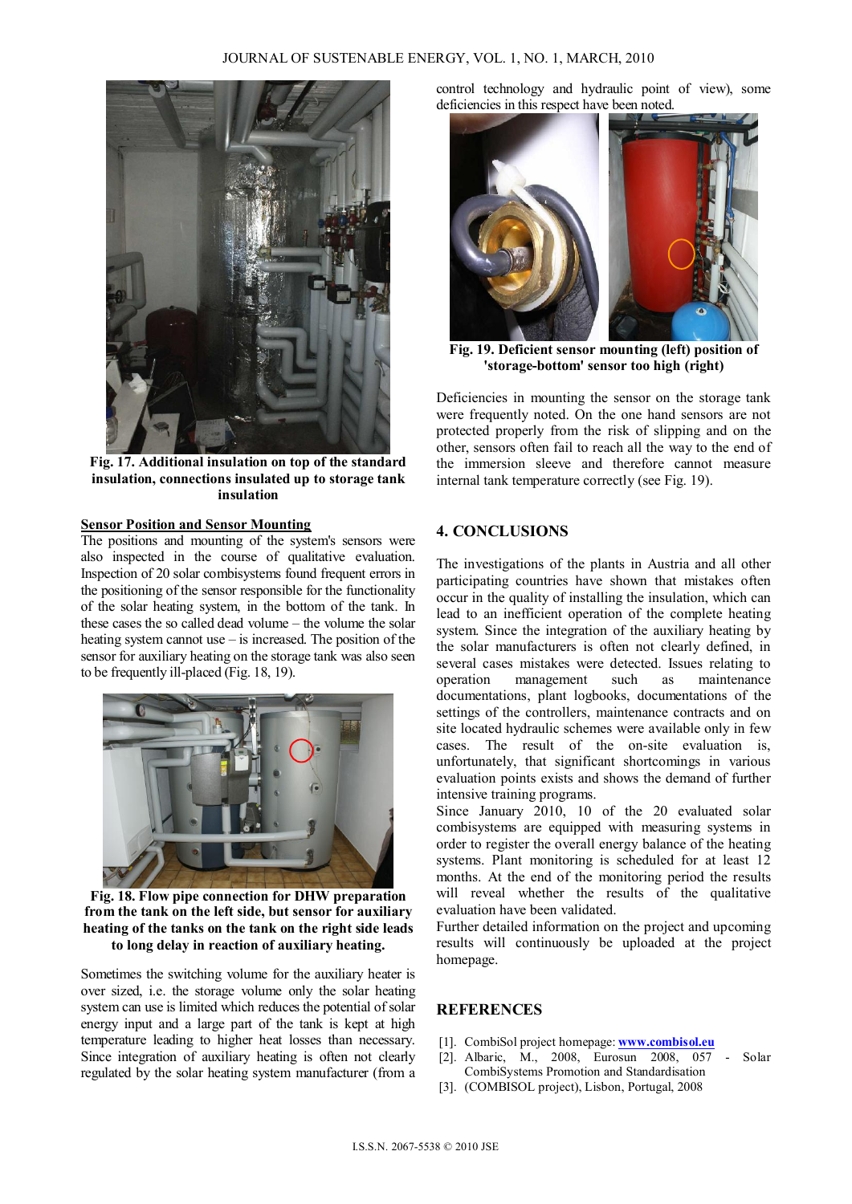Fig. 17. Additional insulation on top of the standard insulation, connections insulated up to storage tank insulation

**Sensor Position and Sensor Mounting**

The positions and mounting of the system's sensors were also inspected in the course of qualitative evaluation. Inspection of 20 solar combisystems found frequent errors in the positioning of the sensor responsible for the functionality of the solar heating system, in the bottom of the tank. In these cases the so called dead volume – the volume the solar heating system cannot use – is increased. The position of the sensor for auxiliary heating on the storage tank was also seen to be frequently ill-placed (Fig. 18, 19).

Fig. 18. Flow pipe connection for DHW preparation from the tank on the left side, but sensor for auxiliary heating of the tanks on the tank on the right side leads to long delay in reaction of auxiliary heating.

Sometimes the switching volume for the auxiliary heater is over sized, i.e. the storage volume only the solar heating system can use is limited which reduces the potential of solar energy input and a large part of the tank is kept at high temperature leading to higher heat losses than necessary. Since integration of auxiliary heating is often not clearly regulated by the solar heating system manufacturer (from a control technology and hydraulic point of view), some deficiencies in this respect have been noted.

Fig. 19. Deficient sensor mounting (left) position of 'storage-bottom' sensor too high (right)

Deficiencies in mounting the sensor on the storage tank were frequently noted. On the one hand sensors are not protected properly from the risk of slipping and on the other, sensors often fail to reach all the way to the end of the immersion sleeve and therefore cannot measure internal tank temperature correctly (see Fig. 19).

## 4. CONCLUSIONS

The investigations of the plants in Austria and all other participating countries have shown that mistakes often occur in the quality of installing the insulation, which can lead to an inefficient operation of the complete heating system. Since the integration of the auxiliary heating by the solar manufacturers is often not clearly defined, in several cases mistakes were detected. Issues relating to operation management such as maintenance documentations, plant logbooks, documentations of the settings of the controllers, maintenance contracts and on site located hydraulic schemes were available only in few cases. The result of the on-site evaluation is, unfortunately, that significant shortcomings in various evaluation points exists and shows the demand of further intensive training programs.

Since January 2010, 10 of the 20 evaluated solar combisystems are equipped with measuring systems in order to register the overall energy balance of the heating systems. Plant monitoring is scheduled for at least 12 months. At the end of the monitoring period the results will reveal whether the results of the qualitative evaluation have been validated.

Further detailed information on the project and upcoming results will continuously be uploaded at the project homepage.

## REFERENCES

[1]. CombiSol project homepage: **www.combisol.eu**

[2]. Albaric, M., 2008, Eurosun 2008, 057 - Solar CombiSystems Promotion and Standardisation

[3]. (COMBISOL project), Lisbon, Portugal, 2008